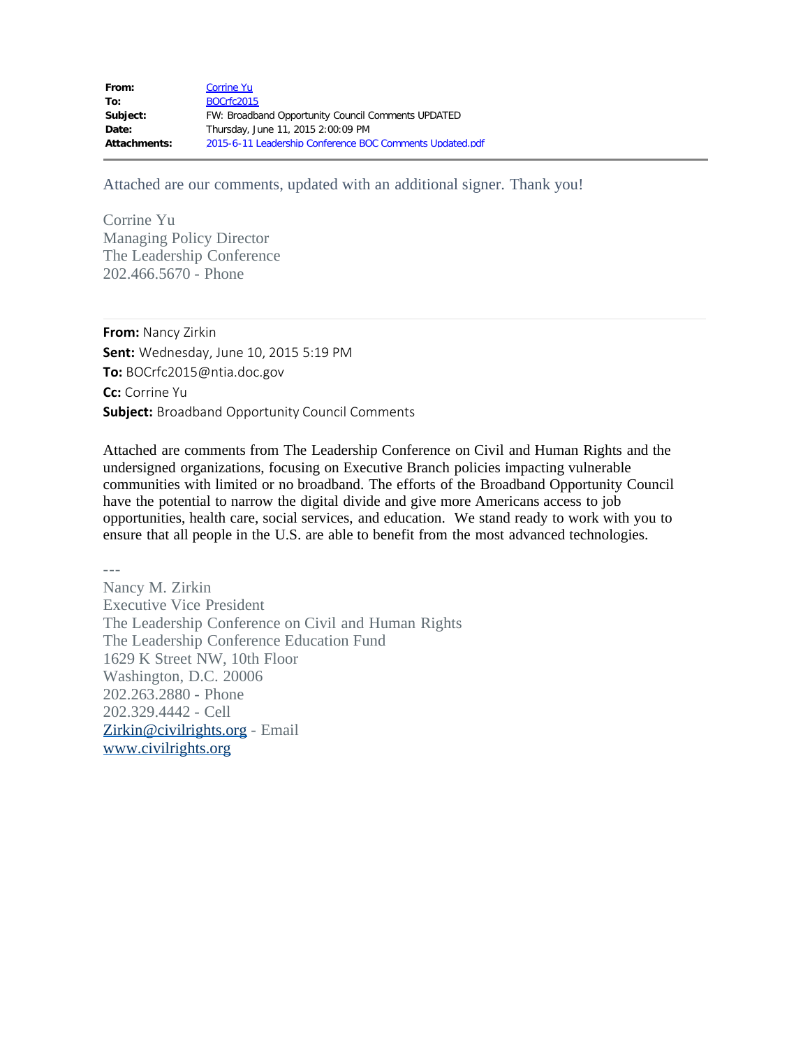| | |
|---|---|
| **From:** | Corrine Yu |
| **To:** | BOCrfc2015 |
| **Subject:** | FW: Broadband Opportunity Council Comments UPDATED |
| **Date:** | Thursday, June 11, 2015 2:00:09 PM |
| **Attachments:** | 2015-6-11 Leadership Conference BOC Comments Updated.pdf |

---

Attached are our comments, updated with an additional signer. Thank you!

Corrine Yu
Managing Policy Director
The Leadership Conference
202.466.5670 - Phone

---

**From:** Nancy Zirkin
**Sent:** Wednesday, June 10, 2015 5:19 PM
**To:** BOCrfc2015@ntia.doc.gov
**Cc:** Corrine Yu
**Subject:** Broadband Opportunity Council Comments

Attached are comments from The Leadership Conference on Civil and Human Rights and the undersigned organizations, focusing on Executive Branch policies impacting vulnerable communities with limited or no broadband. The efforts of the Broadband Opportunity Council have the potential to narrow the digital divide and give more Americans access to job opportunities, health care, social services, and education. We stand ready to work with you to ensure that all people in the U.S. are able to benefit from the most advanced technologies.

---

Nancy M. Zirkin
Executive Vice President
The Leadership Conference on Civil and Human Rights
The Leadership Conference Education Fund
1629 K Street NW, 10th Floor
Washington, D.C. 20006
202.263.2880 - Phone
202.329.4442 - Cell
Zirkin@civilrights.org - Email
www.civilrights.org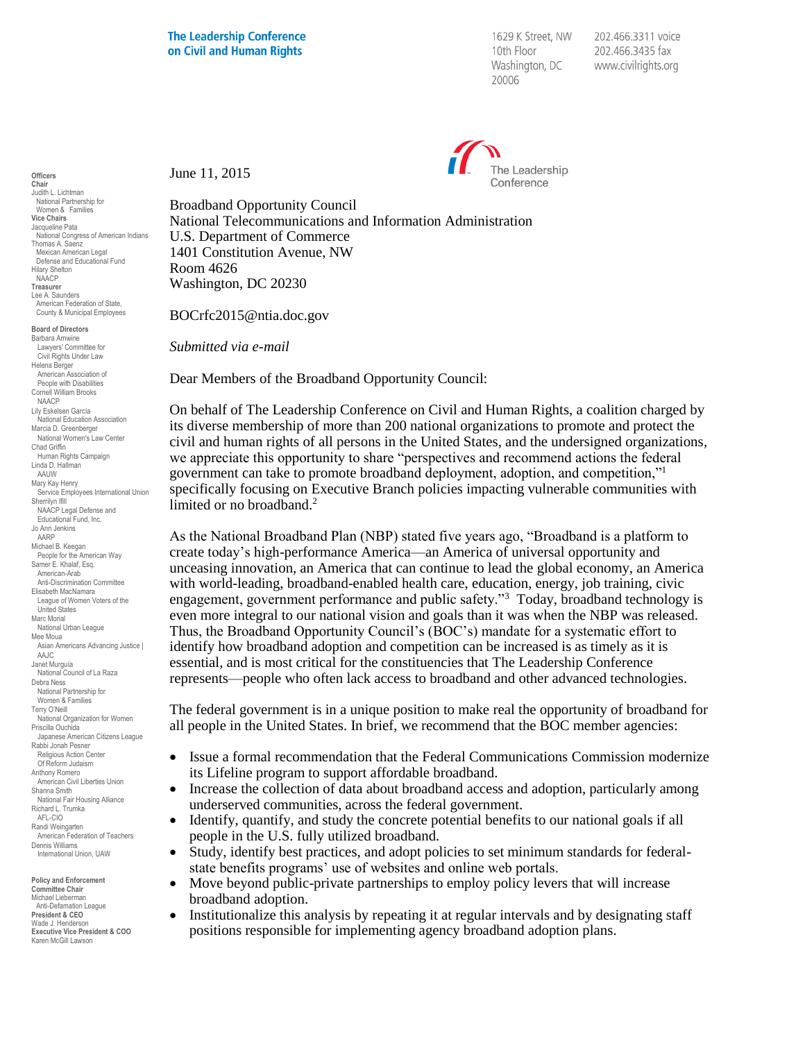**The Leadership Conference on Civil and Human Rights**

1629 K Street, NW
10th Floor
Washington, DC
20006

202.466.3311 voice
202.466.3435 fax
www.civilrights.org

**Officers**
**Chair**
Judith L. Lichtman
National Partnership for Women & Families
**Vice Chairs**
Jacqueline Pata
National Congress of American Indians
Thomas A. Saenz
Mexican American Legal Defense and Educational Fund
Hilary Shelton
NAACP
**Treasurer**
Lee A. Saunders
American Federation of State, County & Municipal Employees

**Board of Directors**
Barbara Arnwine
Lawyers' Committee for Civil Rights Under Law
Helena Berger
American Association of People with Disabilities
Cornell William Brooks
NAACP
Lily Eskelsen García
National Education Association
Marcia D. Greenberger
National Women's Law Center
Chad Griffin
Human Rights Campaign
Linda D. Hallman
AAUW
Mary Kay Henry
Service Employees International Union
Sherrilyn Ifill
NAACP Legal Defense and Educational Fund, Inc.
Jo Ann Jenkins
AARP
Michael B. Keegan
People for the American Way
Samer E. Khalaf, Esq.
American-Arab Anti-Discrimination Committee
Elisabeth MacNamara
League of Women Voters of the United States
Marc Morial
National Urban League
Mee Moua
Asian Americans Advancing Justice | AAJC
Janet Murguía
National Council of La Raza
Debra Ness
National Partnership for Women & Families
Terry O'Neill
National Organization for Women
Priscilla Ouchida
Japanese American Citizens League
Rabbi Jonah Pesner
Religious Action Center Of Reform Judaism
Anthony Romero
American Civil Liberties Union
Shanna Smith
National Fair Housing Alliance
Richard L. Trumka
AFL-CIO
Randi Weingarten
American Federation of Teachers
Dennis Williams
International Union, UAW

**Policy and Enforcement Committee Chair**
Michael Lieberman
Anti-Defamation League
**President & CEO**
Wade J. Henderson
**Executive Vice President & COO**
Karen McGill Lawson

June 11, 2015

Broadband Opportunity Council
National Telecommunications and Information Administration
U.S. Department of Commerce
1401 Constitution Avenue, NW
Room 4626
Washington, DC 20230

BOCrfc2015@ntia.doc.gov

*Submitted via e-mail*

Dear Members of the Broadband Opportunity Council:

On behalf of The Leadership Conference on Civil and Human Rights, a coalition charged by its diverse membership of more than 200 national organizations to promote and protect the civil and human rights of all persons in the United States, and the undersigned organizations, we appreciate this opportunity to share "perspectives and recommend actions the federal government can take to promote broadband deployment, adoption, and competition,"[1] specifically focusing on Executive Branch policies impacting vulnerable communities with limited or no broadband.[2]

As the National Broadband Plan (NBP) stated five years ago, "Broadband is a platform to create today's high-performance America—an America of universal opportunity and unceasing innovation, an America that can continue to lead the global economy, an America with world-leading, broadband-enabled health care, education, energy, job training, civic engagement, government performance and public safety."[3] Today, broadband technology is even more integral to our national vision and goals than it was when the NBP was released. Thus, the Broadband Opportunity Council's (BOC's) mandate for a systematic effort to identify how broadband adoption and competition can be increased is as timely as it is essential, and is most critical for the constituencies that The Leadership Conference represents—people who often lack access to broadband and other advanced technologies.

The federal government is in a unique position to make real the opportunity of broadband for all people in the United States. In brief, we recommend that the BOC member agencies:

- Issue a formal recommendation that the Federal Communications Commission modernize its Lifeline program to support affordable broadband.
- Increase the collection of data about broadband access and adoption, particularly among underserved communities, across the federal government.
- Identify, quantify, and study the concrete potential benefits to our national goals if all people in the U.S. fully utilized broadband.
- Study, identify best practices, and adopt policies to set minimum standards for federal-state benefits programs' use of websites and online web portals.
- Move beyond public-private partnerships to employ policy levers that will increase broadband adoption.
- Institutionalize this analysis by repeating it at regular intervals and by designating staff positions responsible for implementing agency broadband adoption plans.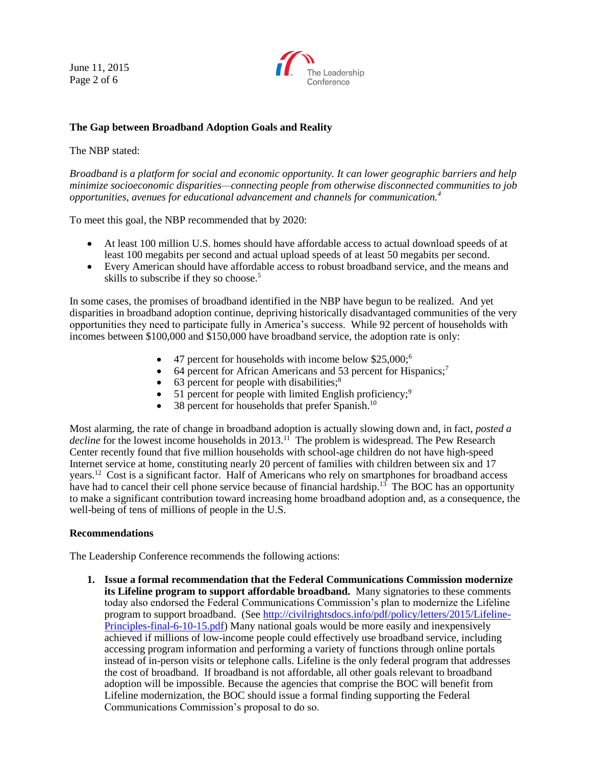**The Gap between Broadband Adoption Goals and Reality**

The NBP stated:

*Broadband is a platform for social and economic opportunity. It can lower geographic barriers and help minimize socioeconomic disparities—connecting people from otherwise disconnected communities to job opportunities, avenues for educational advancement and channels for communication.*[4]

To meet this goal, the NBP recommended that by 2020:

- At least 100 million U.S. homes should have affordable access to actual download speeds of at least 100 megabits per second and actual upload speeds of at least 50 megabits per second.
- Every American should have affordable access to robust broadband service, and the means and skills to subscribe if they so choose.[5]

In some cases, the promises of broadband identified in the NBP have begun to be realized. And yet disparities in broadband adoption continue, depriving historically disadvantaged communities of the very opportunities they need to participate fully in America's success. While 92 percent of households with incomes between $100,000 and $150,000 have broadband service, the adoption rate is only:

- 47 percent for households with income below $25,000;[6]
- 64 percent for African Americans and 53 percent for Hispanics;[7]
- 63 percent for people with disabilities;[8]
- 51 percent for people with limited English proficiency;[9]
- 38 percent for households that prefer Spanish.[10]

Most alarming, the rate of change in broadband adoption is actually slowing down and, in fact, *posted a decline* for the lowest income households in 2013.[11] The problem is widespread. The Pew Research Center recently found that five million households with school-age children do not have high-speed Internet service at home, constituting nearly 20 percent of families with children between six and 17 years.[12] Cost is a significant factor. Half of Americans who rely on smartphones for broadband access have had to cancel their cell phone service because of financial hardship.[13] The BOC has an opportunity to make a significant contribution toward increasing home broadband adoption and, as a consequence, the well-being of tens of millions of people in the U.S.

**Recommendations**

The Leadership Conference recommends the following actions:

1. **Issue a formal recommendation that the Federal Communications Commission modernize its Lifeline program to support affordable broadband.** Many signatories to these comments today also endorsed the Federal Communications Commission's plan to modernize the Lifeline program to support broadband. (See http://civilrightsdocs.info/pdf/policy/letters/2015/Lifeline-Principles-final-6-10-15.pdf) Many national goals would be more easily and inexpensively achieved if millions of low-income people could effectively use broadband service, including accessing program information and performing a variety of functions through online portals instead of in-person visits or telephone calls. Lifeline is the only federal program that addresses the cost of broadband. If broadband is not affordable, all other goals relevant to broadband adoption will be impossible. Because the agencies that comprise the BOC will benefit from Lifeline modernization, the BOC should issue a formal finding supporting the Federal Communications Commission's proposal to do so.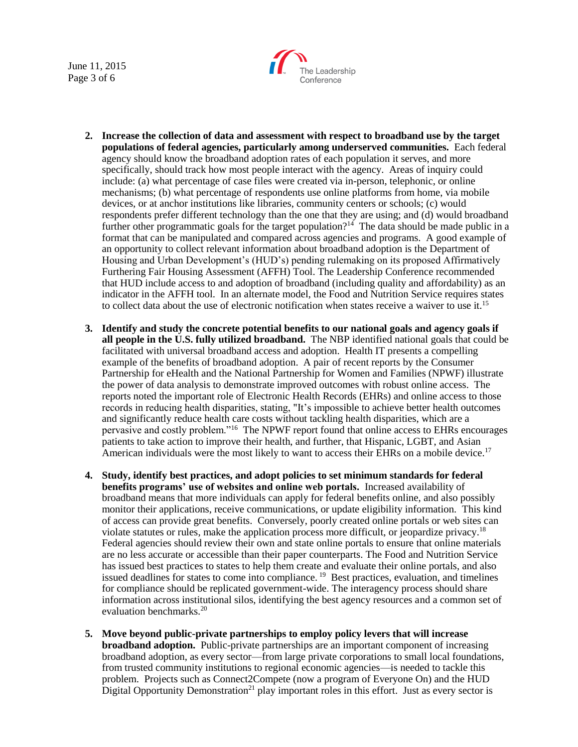2. **Increase the collection of data and assessment with respect to broadband use by the target populations of federal agencies, particularly among underserved communities.** Each federal agency should know the broadband adoption rates of each population it serves, and more specifically, should track how most people interact with the agency. Areas of inquiry could include: (a) what percentage of case files were created via in-person, telephonic, or online mechanisms; (b) what percentage of respondents use online platforms from home, via mobile devices, or at anchor institutions like libraries, community centers or schools; (c) would respondents prefer different technology than the one that they are using; and (d) would broadband further other programmatic goals for the target population?[14] The data should be made public in a format that can be manipulated and compared across agencies and programs. A good example of an opportunity to collect relevant information about broadband adoption is the Department of Housing and Urban Development's (HUD's) pending rulemaking on its proposed Affirmatively Furthering Fair Housing Assessment (AFFH) Tool. The Leadership Conference recommended that HUD include access to and adoption of broadband (including quality and affordability) as an indicator in the AFFH tool. In an alternate model, the Food and Nutrition Service requires states to collect data about the use of electronic notification when states receive a waiver to use it.[15]

3. **Identify and study the concrete potential benefits to our national goals and agency goals if all people in the U.S. fully utilized broadband.** The NBP identified national goals that could be facilitated with universal broadband access and adoption. Health IT presents a compelling example of the benefits of broadband adoption. A pair of recent reports by the Consumer Partnership for eHealth and the National Partnership for Women and Families (NPWF) illustrate the power of data analysis to demonstrate improved outcomes with robust online access. The reports noted the important role of Electronic Health Records (EHRs) and online access to those records in reducing health disparities, stating, "It's impossible to achieve better health outcomes and significantly reduce health care costs without tackling health disparities, which are a pervasive and costly problem."[16] The NPWF report found that online access to EHRs encourages patients to take action to improve their health, and further, that Hispanic, LGBT, and Asian American individuals were the most likely to want to access their EHRs on a mobile device.[17]

4. **Study, identify best practices, and adopt policies to set minimum standards for federal benefits programs' use of websites and online web portals.** Increased availability of broadband means that more individuals can apply for federal benefits online, and also possibly monitor their applications, receive communications, or update eligibility information. This kind of access can provide great benefits. Conversely, poorly created online portals or web sites can violate statutes or rules, make the application process more difficult, or jeopardize privacy.[18] Federal agencies should review their own and state online portals to ensure that online materials are no less accurate or accessible than their paper counterparts. The Food and Nutrition Service has issued best practices to states to help them create and evaluate their online portals, and also issued deadlines for states to come into compliance.[19] Best practices, evaluation, and timelines for compliance should be replicated government-wide. The interagency process should share information across institutional silos, identifying the best agency resources and a common set of evaluation benchmarks.[20]

5. **Move beyond public-private partnerships to employ policy levers that will increase broadband adoption.** Public-private partnerships are an important component of increasing broadband adoption, as every sector—from large private corporations to small local foundations, from trusted community institutions to regional economic agencies—is needed to tackle this problem. Projects such as Connect2Compete (now a program of Everyone On) and the HUD Digital Opportunity Demonstration[21] play important roles in this effort. Just as every sector is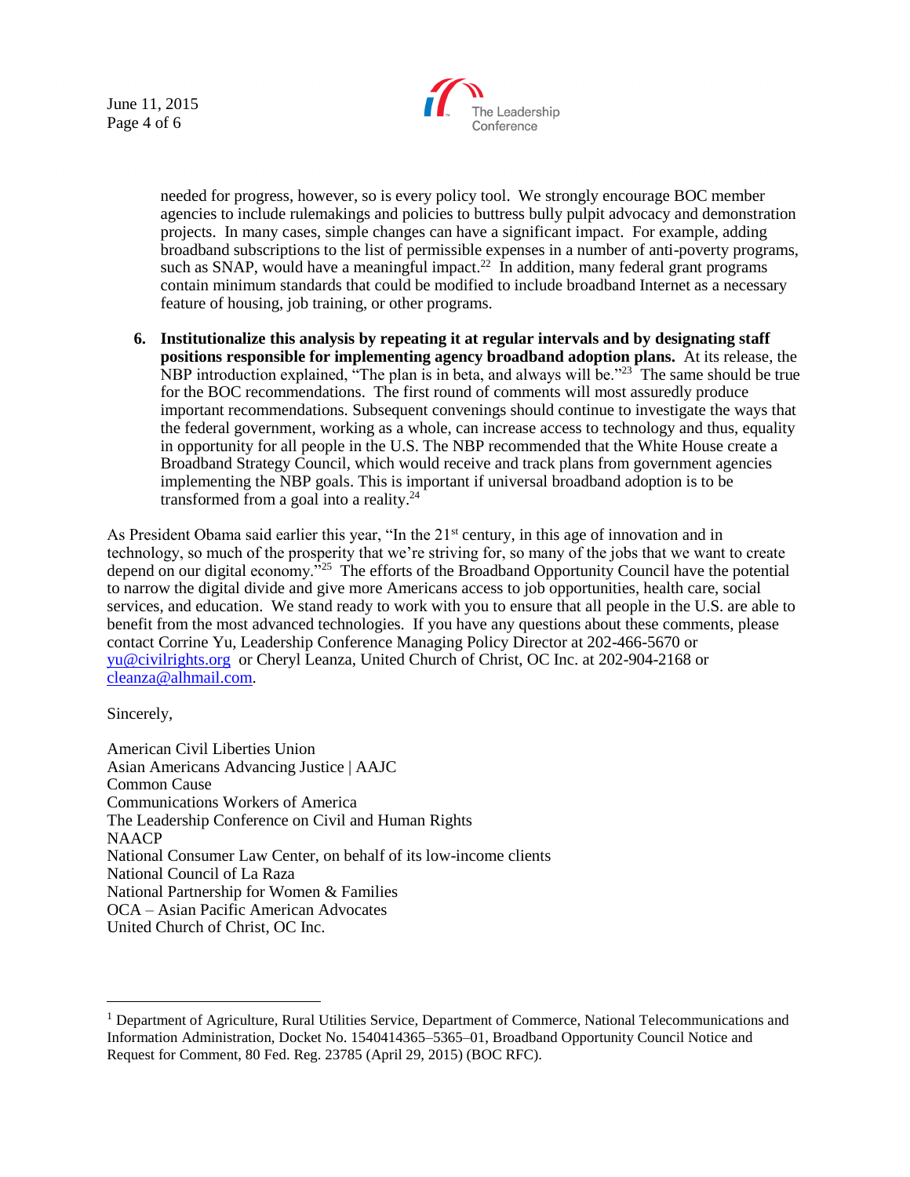needed for progress, however, so is every policy tool. We strongly encourage BOC member agencies to include rulemakings and policies to buttress bully pulpit advocacy and demonstration projects. In many cases, simple changes can have a significant impact. For example, adding broadband subscriptions to the list of permissible expenses in a number of anti-poverty programs, such as SNAP, would have a meaningful impact.[22] In addition, many federal grant programs contain minimum standards that could be modified to include broadband Internet as a necessary feature of housing, job training, or other programs.

6. **Institutionalize this analysis by repeating it at regular intervals and by designating staff positions responsible for implementing agency broadband adoption plans.** At its release, the NBP introduction explained, "The plan is in beta, and always will be."[23] The same should be true for the BOC recommendations. The first round of comments will most assuredly produce important recommendations. Subsequent convenings should continue to investigate the ways that the federal government, working as a whole, can increase access to technology and thus, equality in opportunity for all people in the U.S. The NBP recommended that the White House create a Broadband Strategy Council, which would receive and track plans from government agencies implementing the NBP goals. This is important if universal broadband adoption is to be transformed from a goal into a reality.[24]

As President Obama said earlier this year, "In the 21st century, in this age of innovation and in technology, so much of the prosperity that we're striving for, so many of the jobs that we want to create depend on our digital economy."[25] The efforts of the Broadband Opportunity Council have the potential to narrow the digital divide and give more Americans access to job opportunities, health care, social services, and education. We stand ready to work with you to ensure that all people in the U.S. are able to benefit from the most advanced technologies. If you have any questions about these comments, please contact Corrine Yu, Leadership Conference Managing Policy Director at 202-466-5670 or yu@civilrights.org or Cheryl Leanza, United Church of Christ, OC Inc. at 202-904-2168 or cleanza@alhmail.com.

Sincerely,

American Civil Liberties Union
Asian Americans Advancing Justice | AAJC
Common Cause
Communications Workers of America
The Leadership Conference on Civil and Human Rights
NAACP
National Consumer Law Center, on behalf of its low-income clients
National Council of La Raza
National Partnership for Women & Families
OCA – Asian Pacific American Advocates
United Church of Christ, OC Inc.

---

[1] Department of Agriculture, Rural Utilities Service, Department of Commerce, National Telecommunications and Information Administration, Docket No. 1540414365–5365–01, Broadband Opportunity Council Notice and Request for Comment, 80 Fed. Reg. 23785 (April 29, 2015) (BOC RFC).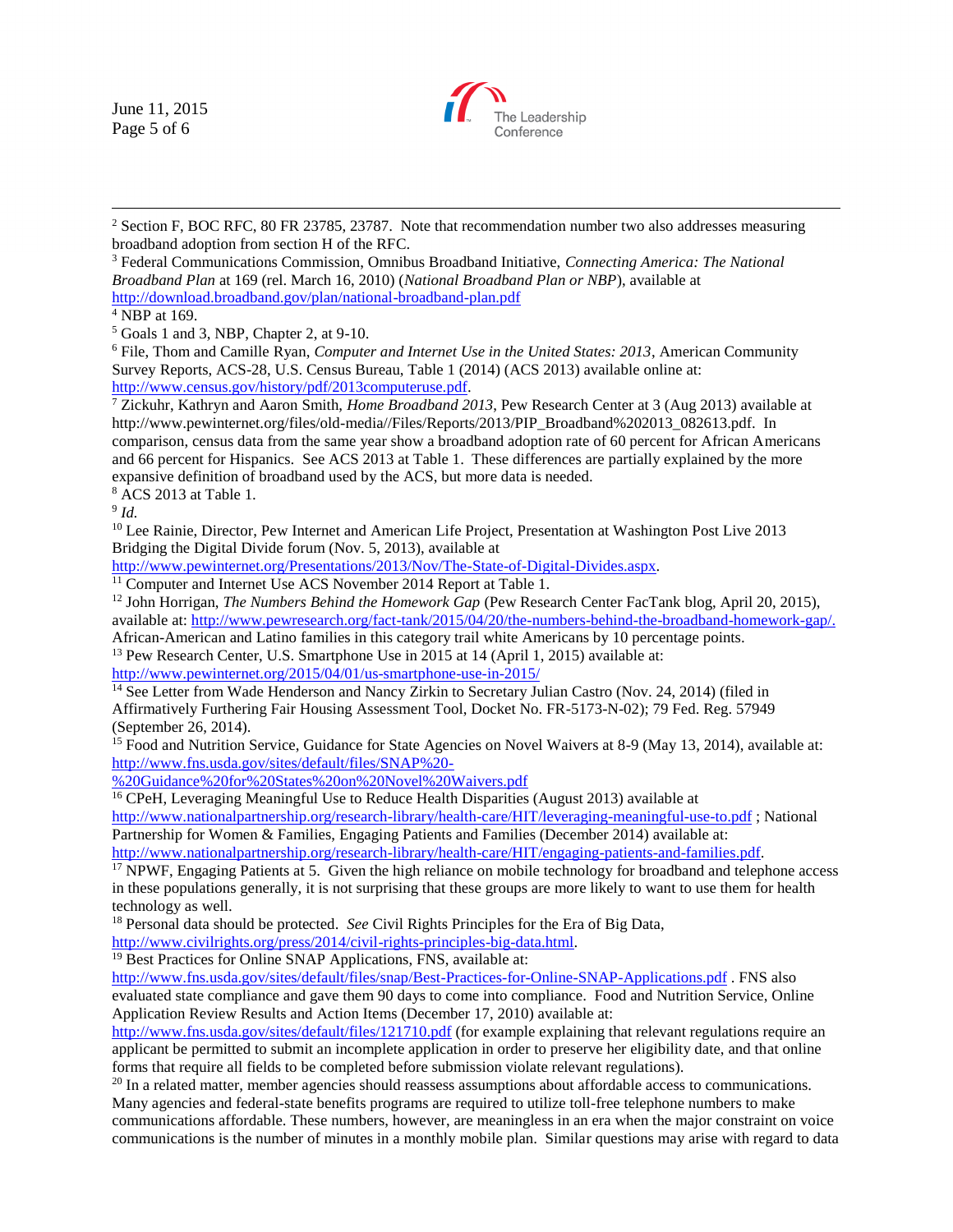[2] Section F, BOC RFC, 80 FR 23785, 23787. Note that recommendation number two also addresses measuring broadband adoption from section H of the RFC.

[3] Federal Communications Commission, Omnibus Broadband Initiative, *Connecting America: The National Broadband Plan* at 169 (rel. March 16, 2010) (*National Broadband Plan or NBP*), available at http://download.broadband.gov/plan/national-broadband-plan.pdf

[4] NBP at 169.

[5] Goals 1 and 3, NBP, Chapter 2, at 9-10.

[6] File, Thom and Camille Ryan, *Computer and Internet Use in the United States: 2013*, American Community Survey Reports, ACS-28, U.S. Census Bureau, Table 1 (2014) (ACS 2013) available online at: http://www.census.gov/history/pdf/2013computeruse.pdf.

[7] Zickuhr, Kathryn and Aaron Smith, *Home Broadband 2013*, Pew Research Center at 3 (Aug 2013) available at http://www.pewinternet.org/files/old-media//Files/Reports/2013/PIP_Broadband%202013_082613.pdf. In comparison, census data from the same year show a broadband adoption rate of 60 percent for African Americans and 66 percent for Hispanics. See ACS 2013 at Table 1. These differences are partially explained by the more expansive definition of broadband used by the ACS, but more data is needed.

[8] ACS 2013 at Table 1.

[9] *Id.*

[10] Lee Rainie, Director, Pew Internet and American Life Project, Presentation at Washington Post Live 2013 Bridging the Digital Divide forum (Nov. 5, 2013), available at http://www.pewinternet.org/Presentations/2013/Nov/The-State-of-Digital-Divides.aspx.

[11] Computer and Internet Use ACS November 2014 Report at Table 1.

[12] John Horrigan, *The Numbers Behind the Homework Gap* (Pew Research Center FacTank blog, April 20, 2015), available at: http://www.pewresearch.org/fact-tank/2015/04/20/the-numbers-behind-the-broadband-homework-gap/. African-American and Latino families in this category trail white Americans by 10 percentage points.

[13] Pew Research Center, U.S. Smartphone Use in 2015 at 14 (April 1, 2015) available at: http://www.pewinternet.org/2015/04/01/us-smartphone-use-in-2015/

[14] See Letter from Wade Henderson and Nancy Zirkin to Secretary Julian Castro (Nov. 24, 2014) (filed in Affirmatively Furthering Fair Housing Assessment Tool, Docket No. FR-5173-N-02); 79 Fed. Reg. 57949 (September 26, 2014).

[15] Food and Nutrition Service, Guidance for State Agencies on Novel Waivers at 8-9 (May 13, 2014), available at: http://www.fns.usda.gov/sites/default/files/SNAP%20-%20Guidance%20for%20States%20on%20Novel%20Waivers.pdf

[16] CPeH, Leveraging Meaningful Use to Reduce Health Disparities (August 2013) available at http://www.nationalpartnership.org/research-library/health-care/HIT/leveraging-meaningful-use-to.pdf ; National Partnership for Women & Families, Engaging Patients and Families (December 2014) available at: http://www.nationalpartnership.org/research-library/health-care/HIT/engaging-patients-and-families.pdf.

[17] NPWF, Engaging Patients at 5. Given the high reliance on mobile technology for broadband and telephone access in these populations generally, it is not surprising that these groups are more likely to want to use them for health technology as well.

[18] Personal data should be protected. *See* Civil Rights Principles for the Era of Big Data, http://www.civilrights.org/press/2014/civil-rights-principles-big-data.html.

[19] Best Practices for Online SNAP Applications, FNS, available at: http://www.fns.usda.gov/sites/default/files/snap/Best-Practices-for-Online-SNAP-Applications.pdf . FNS also evaluated state compliance and gave them 90 days to come into compliance. Food and Nutrition Service, Online Application Review Results and Action Items (December 17, 2010) available at: http://www.fns.usda.gov/sites/default/files/121710.pdf (for example explaining that relevant regulations require an applicant be permitted to submit an incomplete application in order to preserve her eligibility date, and that online forms that require all fields to be completed before submission violate relevant regulations).

[20] In a related matter, member agencies should reassess assumptions about affordable access to communications. Many agencies and federal-state benefits programs are required to utilize toll-free telephone numbers to make communications affordable. These numbers, however, are meaningless in an era when the major constraint on voice communications is the number of minutes in a monthly mobile plan. Similar questions may arise with regard to data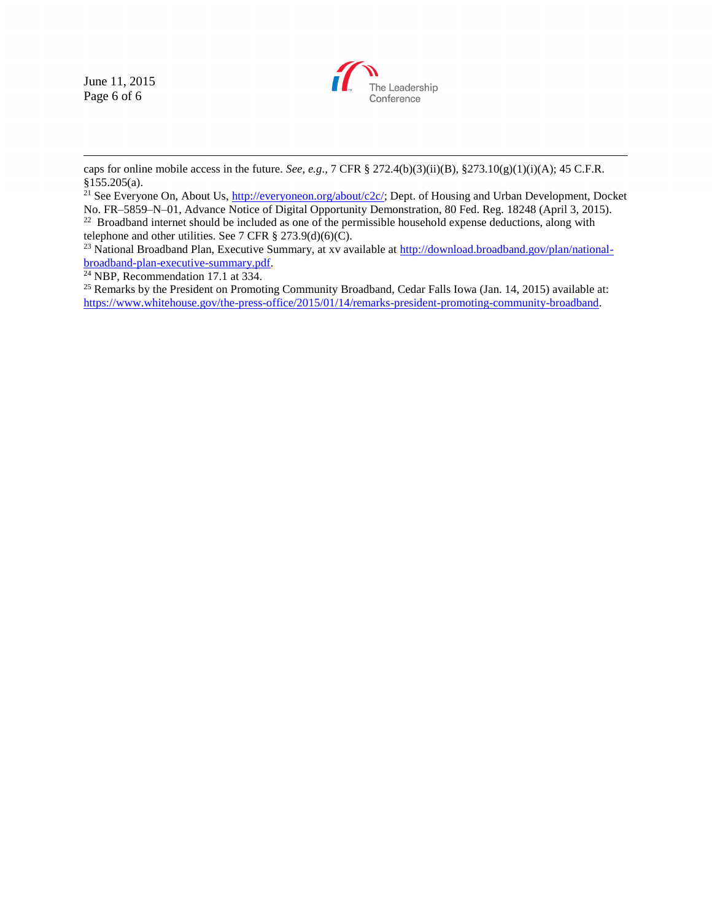caps for online mobile access in the future. *See, e.g.*, 7 CFR § 272.4(b)(3)(ii)(B), §273.10(g)(1)(i)(A); 45 C.F.R. §155.205(a).

[21] See Everyone On, About Us, http://everyoneon.org/about/c2c/; Dept. of Housing and Urban Development, Docket No. FR–5859–N–01, Advance Notice of Digital Opportunity Demonstration, 80 Fed. Reg. 18248 (April 3, 2015).

[22] Broadband internet should be included as one of the permissible household expense deductions, along with telephone and other utilities. See 7 CFR § 273.9(d)(6)(C).

[23] National Broadband Plan, Executive Summary, at xv available at http://download.broadband.gov/plan/national-broadband-plan-executive-summary.pdf.

[24] NBP, Recommendation 17.1 at 334.

[25] Remarks by the President on Promoting Community Broadband, Cedar Falls Iowa (Jan. 14, 2015) available at: https://www.whitehouse.gov/the-press-office/2015/01/14/remarks-president-promoting-community-broadband.